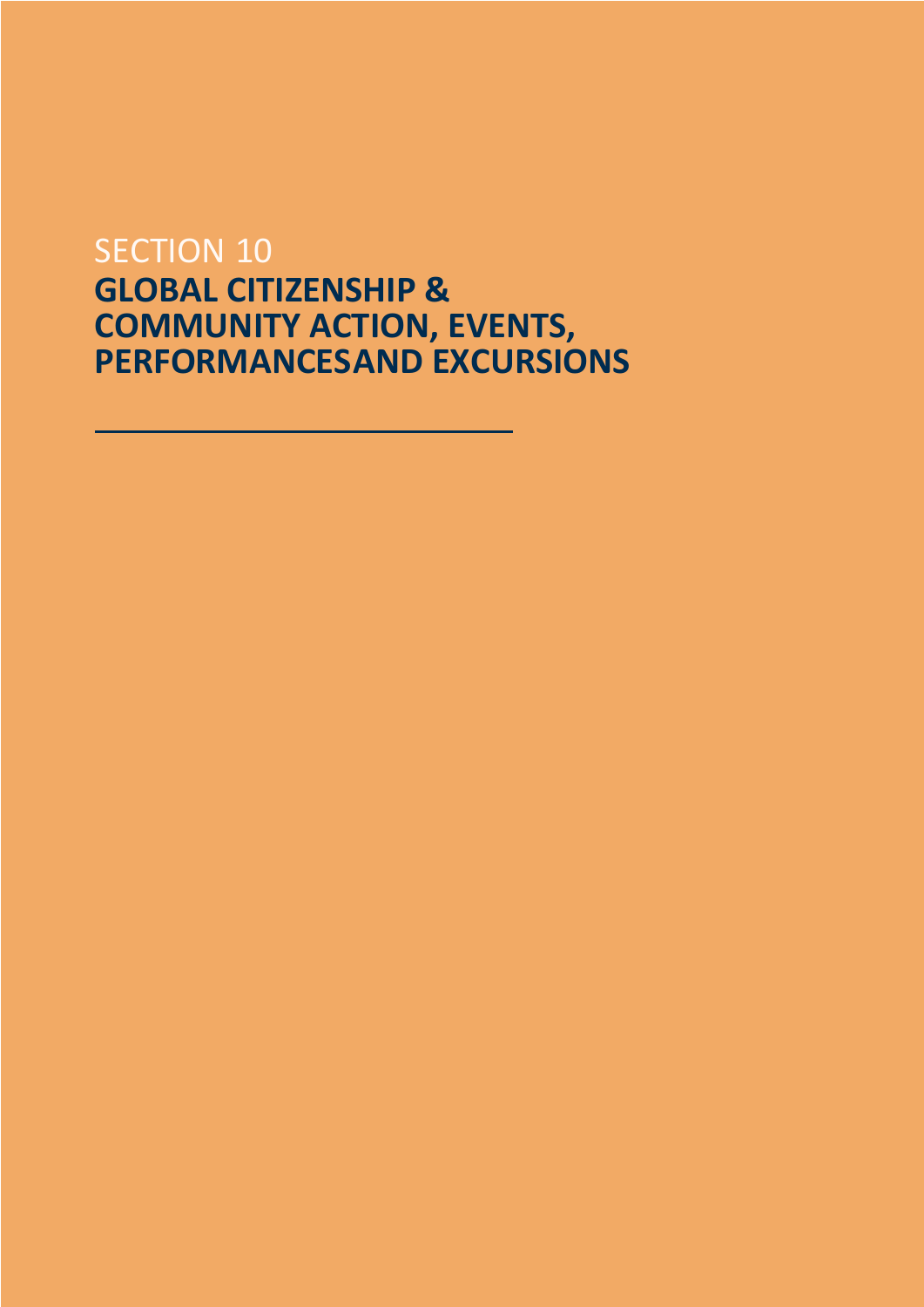SECTION 10

# GLOBAL CITIZENSHIP & COMMUNITY ACTION, EVENTS, PERFORMANCESAND EXCURSIONS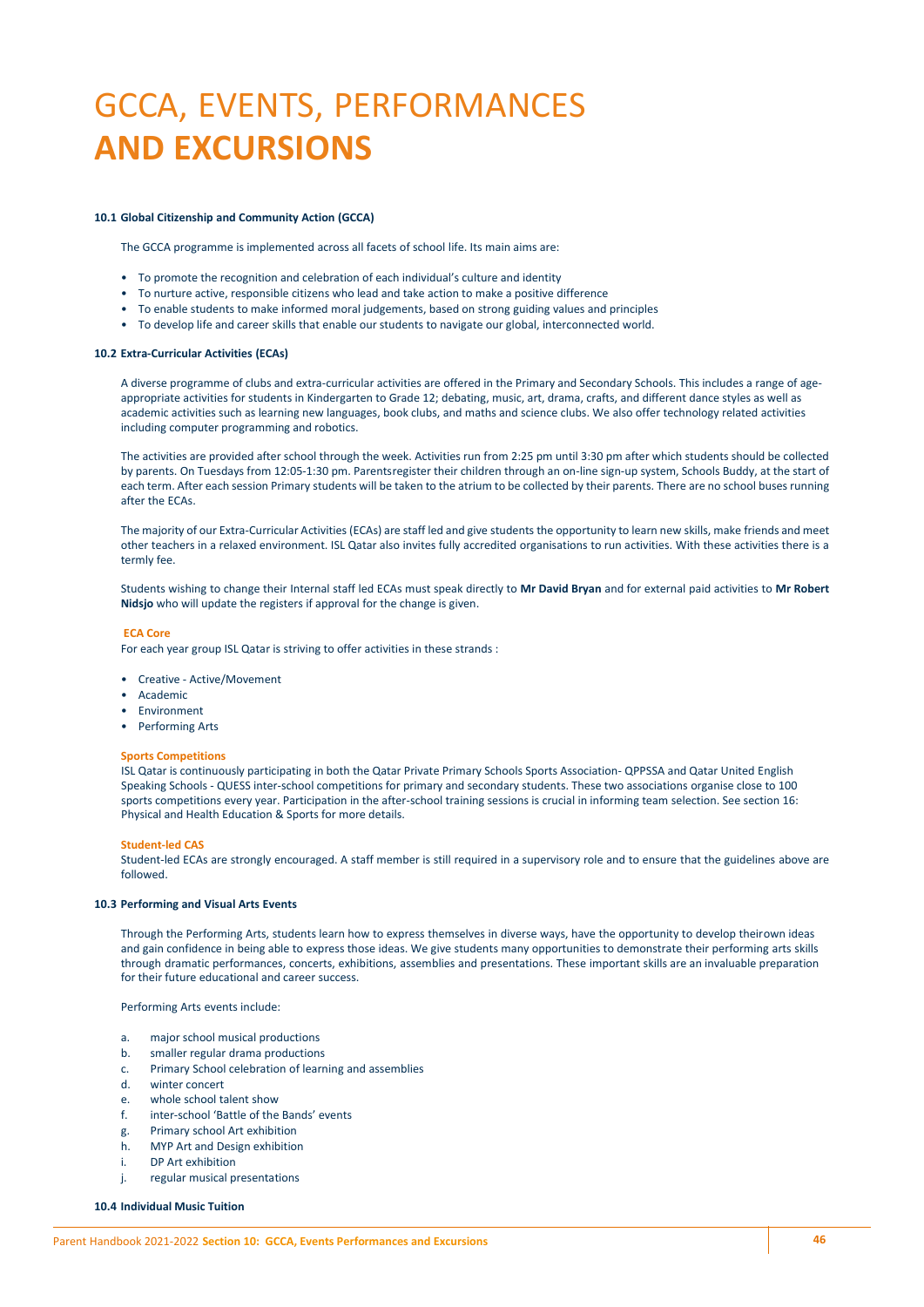# GCCA, EVENTS, PERFORMANCES **AND EXCURSIONS**

### 10.1 Global Citizenship and Community Action (GCCA)

The GCCA programme is implemented across all facets of school life. Its main aims are:

- To promote the recognition and celebration of each individual's culture and identity
- To nurture active, responsible citizens who lead and take action to make a positive difference
- To enable students to make informed moral judgements, based on strong guiding values and principles
- To develop life and career skills that enable our students to navigate our global, interconnected world.

### 10.2 Extra-Curricular Activities (ECAs)

A diverse programme of clubs and extra-curricular activities are offered in the Primary and Secondary Schools. This includes a range of age-appropriate activities for students in Kindergarten to Grade 12; debating, music, art, drama, crafts, and different dance styles as well as academic activities such as learning new languages, book clubs, and maths and science clubs. We also offer technology related activities including computer programming and robotics.

The activities are provided after school through the week. Activities run from 2:25 pm until 3:30 pm after which students should be collected by parents. On Tuesdays from 12:05-1:30 pm. Parentsregister their children through an on-line sign-up system, Schools Buddy, at the start of each term. After each session Primary students will be taken to the atrium to be collected by their parents. There are no school buses running after the ECAs.

The majority of our Extra-Curricular Activities (ECAs) are staff led and give students the opportunity to learn new skills, make friends and meet other teachers in a relaxed environment. ISL Qatar also invites fully accredited organisations to run activities. With these activities there is a termly fee.

Students wishing to change their Internal staff led ECAs must speak directly to **Mr David Bryan** and for external paid activities to **Mr Robert Nidsjo** who will update the registers if approval for the change is given.

#### ECA Core

For each year group ISL Qatar is striving to offer activities in these strands :

- Creative - Active/Movement
- Academic
- Environment
- Performing Arts

#### Sports Competitions

ISL Qatar is continuously participating in both the Qatar Private Primary Schools Sports Association- QPPSSA and Qatar United English Speaking Schools - QUESS inter-school competitions for primary and secondary students. These two associations organise close to 100 sports competitions every year. Participation in the after-school training sessions is crucial in informing team selection. See section 16: Physical and Health Education & Sports for more details.

#### Student-led CAS

Student-led ECAs are strongly encouraged. A staff member is still required in a supervisory role and to ensure that the guidelines above are followed.

### 10.3 Performing and Visual Arts Events

Through the Performing Arts, students learn how to express themselves in diverse ways, have the opportunity to develop theirown ideas and gain confidence in being able to express those ideas. We give students many opportunities to demonstrate their performing arts skills through dramatic performances, concerts, exhibitions, assemblies and presentations. These important skills are an invaluable preparation for their future educational and career success.

Performing Arts events include:

a. major school musical productions
b. smaller regular drama productions
c. Primary School celebration of learning and assemblies
d. winter concert
e. whole school talent show
f. inter-school 'Battle of the Bands' events
g. Primary school Art exhibition
h. MYP Art and Design exhibition
i. DP Art exhibition
j. regular musical presentations

### 10.4 Individual Music Tuition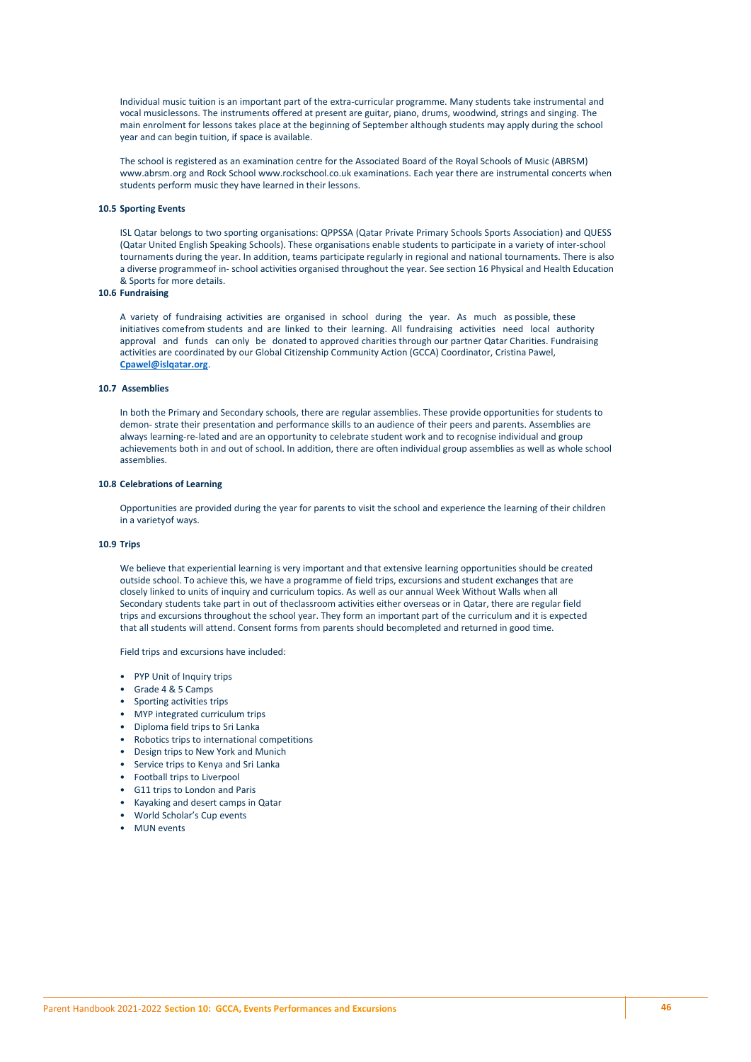Individual music tuition is an important part of the extra-curricular programme. Many students take instrumental and vocal musiclessons. The instruments offered at present are guitar, piano, drums, woodwind, strings and singing. The main enrolment for lessons takes place at the beginning of September although students may apply during the school year and can begin tuition, if space is available.

The school is registered as an examination centre for the Associated Board of the Royal Schools of Music (ABRSM) www.abrsm.org and Rock School www.rockschool.co.uk examinations. Each year there are instrumental concerts when students perform music they have learned in their lessons.

### 10.5 Sporting Events

ISL Qatar belongs to two sporting organisations: QPPSSA (Qatar Private Primary Schools Sports Association) and QUESS (Qatar United English Speaking Schools). These organisations enable students to participate in a variety of inter-school tournaments during the year. In addition, teams participate regularly in regional and national tournaments. There is also a diverse programmeof in- school activities organised throughout the year. See section 16 Physical and Health Education & Sports for more details.

### 10.6 Fundraising

A variety of fundraising activities are organised in school during the year. As much as possible, these initiatives comefrom students and are linked to their learning. All fundraising activities need local authority approval and funds can only be donated to approved charities through our partner Qatar Charities. Fundraising activities are coordinated by our Global Citizenship Community Action (GCCA) Coordinator, Cristina Pawel, **Cpawel@islqatar.org**.

### 10.7 Assemblies

In both the Primary and Secondary schools, there are regular assemblies. These provide opportunities for students to demon- strate their presentation and performance skills to an audience of their peers and parents. Assemblies are always learning-re-lated and are an opportunity to celebrate student work and to recognise individual and group achievements both in and out of school. In addition, there are often individual group assemblies as well as whole school assemblies.

### 10.8 Celebrations of Learning

Opportunities are provided during the year for parents to visit the school and experience the learning of their children in a varietyof ways.

### 10.9 Trips

We believe that experiential learning is very important and that extensive learning opportunities should be created outside school. To achieve this, we have a programme of field trips, excursions and student exchanges that are closely linked to units of inquiry and curriculum topics. As well as our annual Week Without Walls when all Secondary students take part in out of theclassroom activities either overseas or in Qatar, there are regular field trips and excursions throughout the school year. They form an important part of the curriculum and it is expected that all students will attend. Consent forms from parents should becompleted and returned in good time.

Field trips and excursions have included:

- PYP Unit of Inquiry trips
- Grade 4 & 5 Camps
- Sporting activities trips
- MYP integrated curriculum trips
- Diploma field trips to Sri Lanka
- Robotics trips to international competitions
- Design trips to New York and Munich
- Service trips to Kenya and Sri Lanka
- Football trips to Liverpool
- G11 trips to London and Paris
- Kayaking and desert camps in Qatar
- World Scholar's Cup events
- MUN events